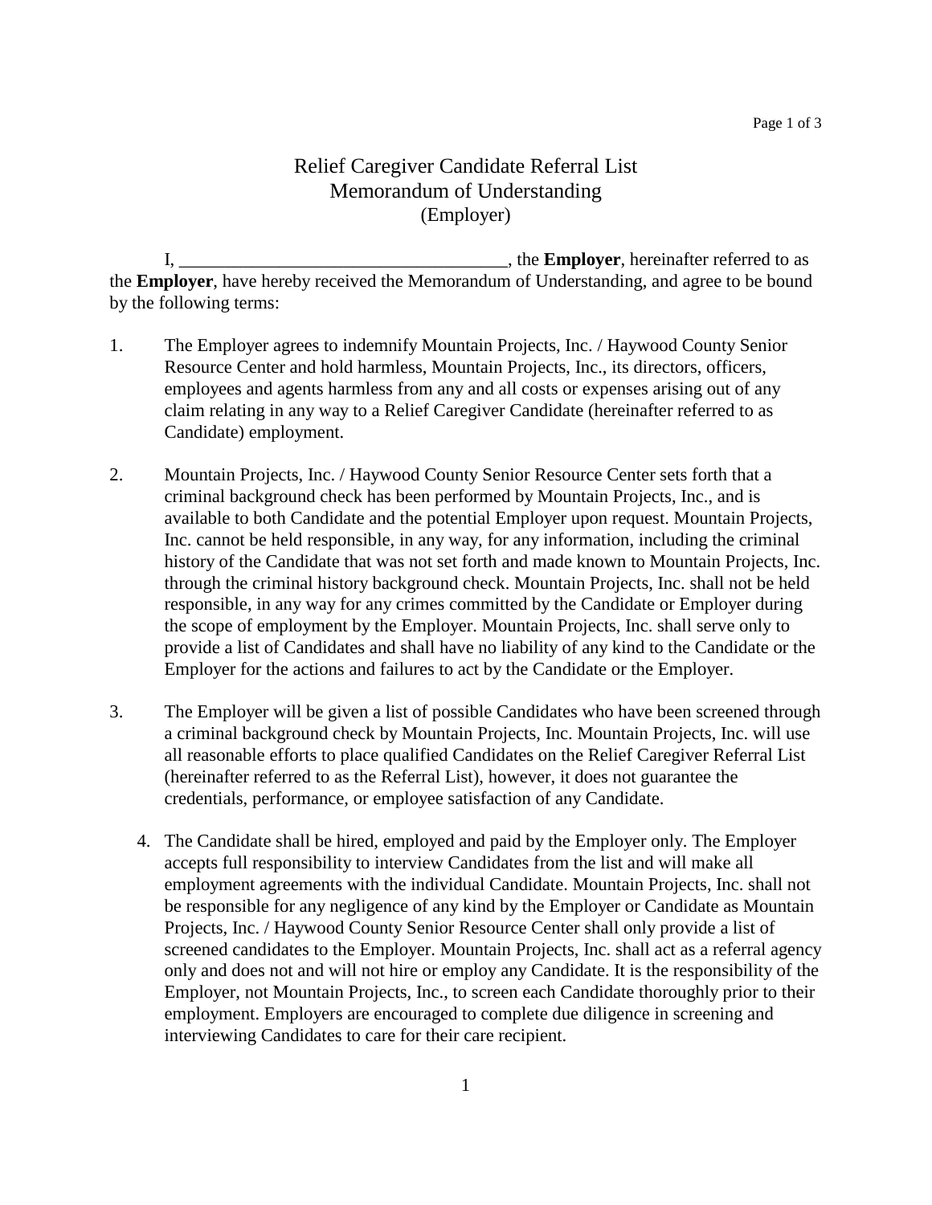# Relief Caregiver Candidate Referral List
## Memorandum of Understanding
### (Employer)

I, ___________________________________, the **Employer**, hereinafter referred to as the **Employer**, have hereby received the Memorandum of Understanding, and agree to be bound by the following terms:

1. The Employer agrees to indemnify Mountain Projects, Inc. / Haywood County Senior Resource Center and hold harmless, Mountain Projects, Inc., its directors, officers, employees and agents harmless from any and all costs or expenses arising out of any claim relating in any way to a Relief Caregiver Candidate (hereinafter referred to as Candidate) employment.

2. Mountain Projects, Inc. / Haywood County Senior Resource Center sets forth that a criminal background check has been performed by Mountain Projects, Inc., and is available to both Candidate and the potential Employer upon request. Mountain Projects, Inc. cannot be held responsible, in any way, for any information, including the criminal history of the Candidate that was not set forth and made known to Mountain Projects, Inc. through the criminal history background check. Mountain Projects, Inc. shall not be held responsible, in any way for any crimes committed by the Candidate or Employer during the scope of employment by the Employer. Mountain Projects, Inc. shall serve only to provide a list of Candidates and shall have no liability of any kind to the Candidate or the Employer for the actions and failures to act by the Candidate or the Employer.

3. The Employer will be given a list of possible Candidates who have been screened through a criminal background check by Mountain Projects, Inc. Mountain Projects, Inc. will use all reasonable efforts to place qualified Candidates on the Relief Caregiver Referral List (hereinafter referred to as the Referral List), however, it does not guarantee the credentials, performance, or employee satisfaction of any Candidate.

4. The Candidate shall be hired, employed and paid by the Employer only. The Employer accepts full responsibility to interview Candidates from the list and will make all employment agreements with the individual Candidate. Mountain Projects, Inc. shall not be responsible for any negligence of any kind by the Employer or Candidate as Mountain Projects, Inc. / Haywood County Senior Resource Center shall only provide a list of screened candidates to the Employer. Mountain Projects, Inc. shall act as a referral agency only and does not and will not hire or employ any Candidate. It is the responsibility of the Employer, not Mountain Projects, Inc., to screen each Candidate thoroughly prior to their employment. Employers are encouraged to complete due diligence in screening and interviewing Candidates to care for their care recipient.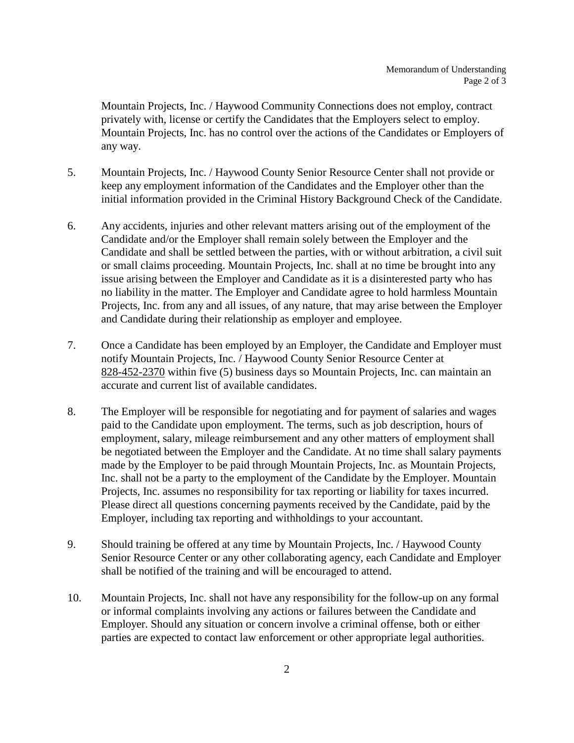Mountain Projects, Inc. / Haywood Community Connections does not employ, contract privately with, license or certify the Candidates that the Employers select to employ. Mountain Projects, Inc. has no control over the actions of the Candidates or Employers of any way.

5. Mountain Projects, Inc. / Haywood County Senior Resource Center shall not provide or keep any employment information of the Candidates and the Employer other than the initial information provided in the Criminal History Background Check of the Candidate.

6. Any accidents, injuries and other relevant matters arising out of the employment of the Candidate and/or the Employer shall remain solely between the Employer and the Candidate and shall be settled between the parties, with or without arbitration, a civil suit or small claims proceeding. Mountain Projects, Inc. shall at no time be brought into any issue arising between the Employer and Candidate as it is a disinterested party who has no liability in the matter. The Employer and Candidate agree to hold harmless Mountain Projects, Inc. from any and all issues, of any nature, that may arise between the Employer and Candidate during their relationship as employer and employee.

7. Once a Candidate has been employed by an Employer, the Candidate and Employer must notify Mountain Projects, Inc. / Haywood County Senior Resource Center at 828-452-2370 within five (5) business days so Mountain Projects, Inc. can maintain an accurate and current list of available candidates.

8. The Employer will be responsible for negotiating and for payment of salaries and wages paid to the Candidate upon employment. The terms, such as job description, hours of employment, salary, mileage reimbursement and any other matters of employment shall be negotiated between the Employer and the Candidate. At no time shall salary payments made by the Employer to be paid through Mountain Projects, Inc. as Mountain Projects, Inc. shall not be a party to the employment of the Candidate by the Employer. Mountain Projects, Inc. assumes no responsibility for tax reporting or liability for taxes incurred. Please direct all questions concerning payments received by the Candidate, paid by the Employer, including tax reporting and withholdings to your accountant.

9. Should training be offered at any time by Mountain Projects, Inc. / Haywood County Senior Resource Center or any other collaborating agency, each Candidate and Employer shall be notified of the training and will be encouraged to attend.

10. Mountain Projects, Inc. shall not have any responsibility for the follow-up on any formal or informal complaints involving any actions or failures between the Candidate and Employer. Should any situation or concern involve a criminal offense, both or either parties are expected to contact law enforcement or other appropriate legal authorities.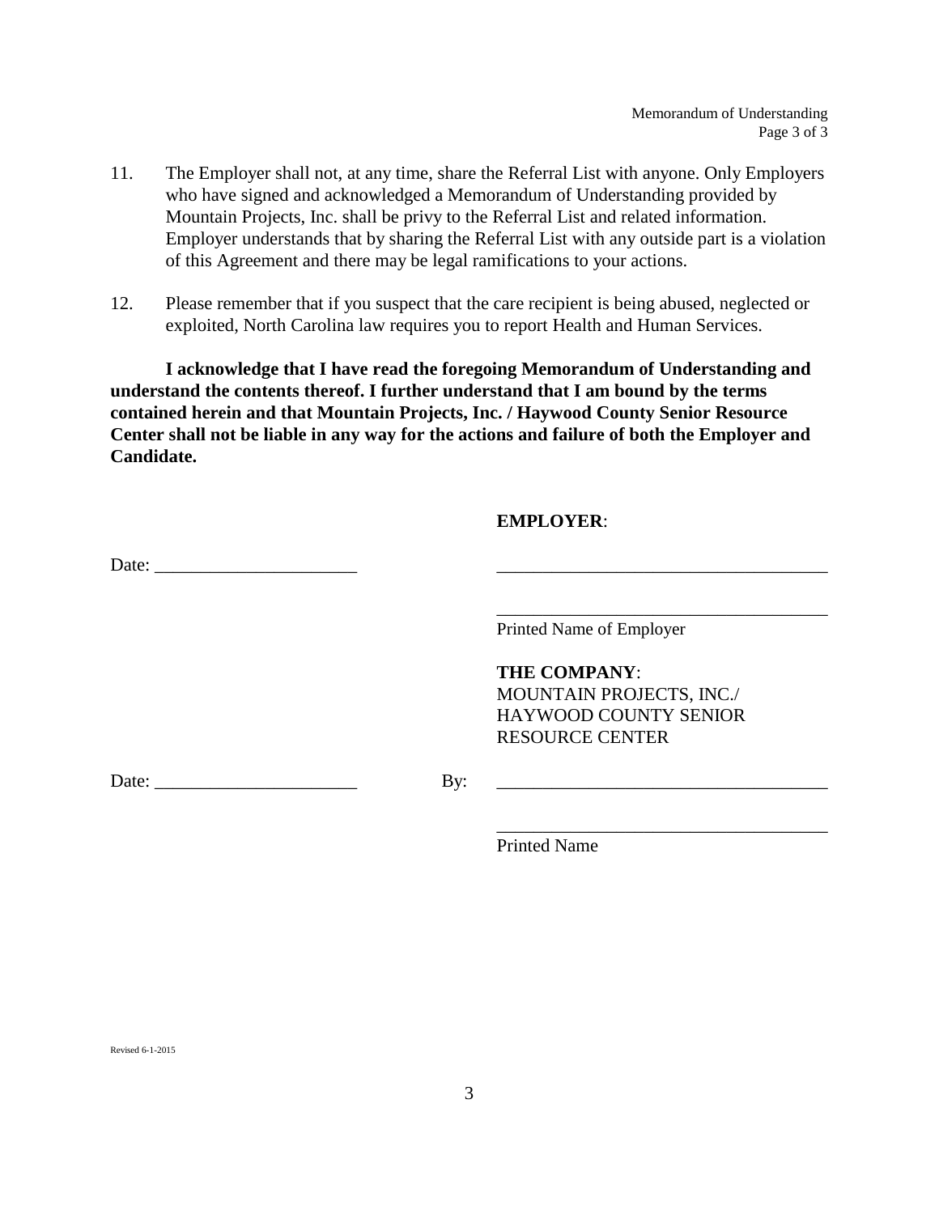11. The Employer shall not, at any time, share the Referral List with anyone. Only Employers who have signed and acknowledged a Memorandum of Understanding provided by Mountain Projects, Inc. shall be privy to the Referral List and related information. Employer understands that by sharing the Referral List with any outside part is a violation of this Agreement and there may be legal ramifications to your actions.

12. Please remember that if you suspect that the care recipient is being abused, neglected or exploited, North Carolina law requires you to report Health and Human Services.

**I acknowledge that I have read the foregoing Memorandum of Understanding and understand the contents thereof. I further understand that I am bound by the terms contained herein and that Mountain Projects, Inc. / Haywood County Senior Resource Center shall not be liable in any way for the actions and failure of both the Employer and Candidate.**

**EMPLOYER**:

Date: ______________________ ____________________________________

____________________________________
Printed Name of Employer

**THE COMPANY**:
MOUNTAIN PROJECTS, INC./
HAYWOOD COUNTY SENIOR
RESOURCE CENTER

Date: ______________________ By: ____________________________________

____________________________________
Printed Name

Revised 6-1-2015